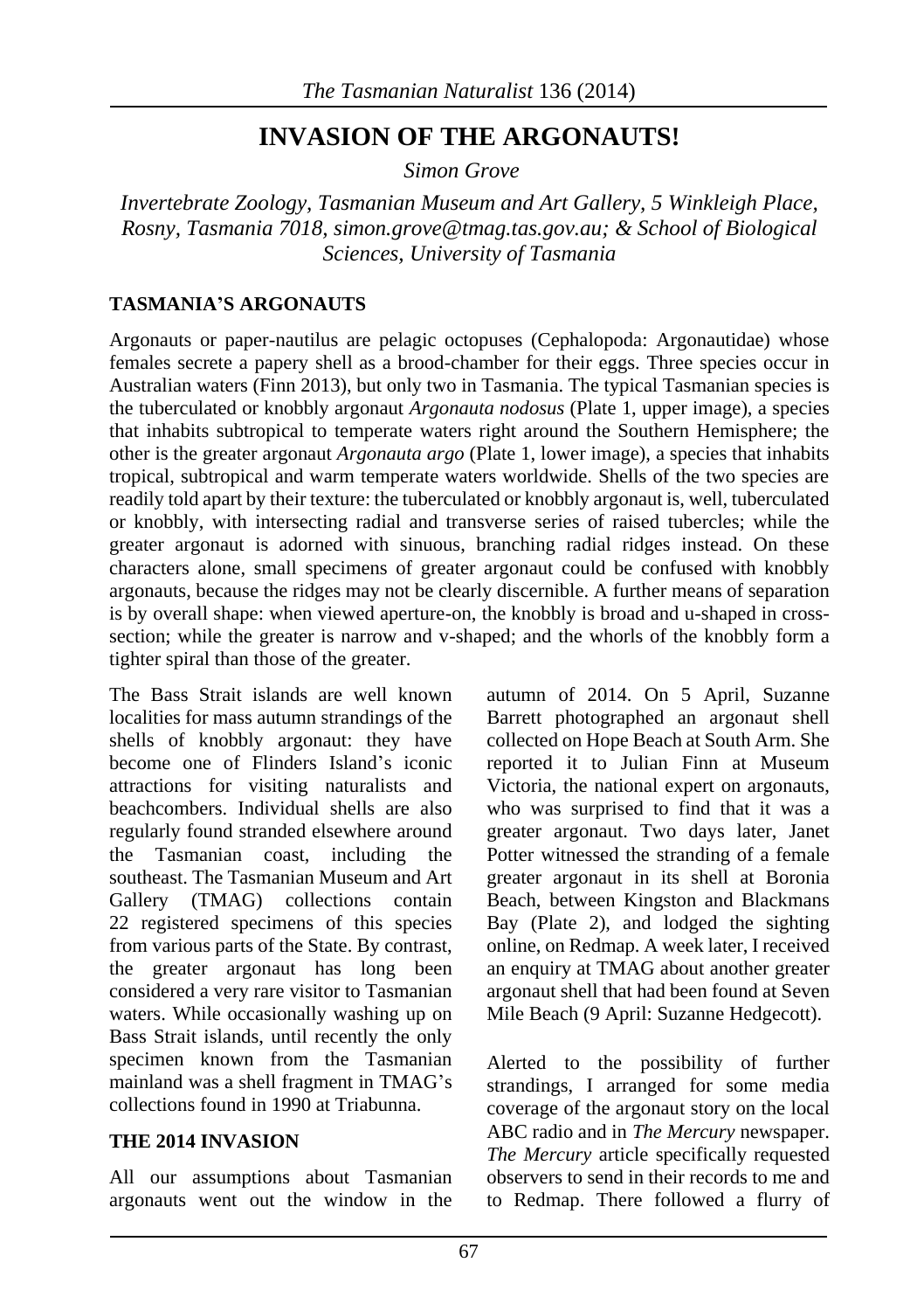# INVASION OF THE ARGONAUTS!

*Simon Grove*

*Invertebrate Zoology, Tasmanian Museum and Art Gallery, 5 Winkleigh Place, Rosny, Tasmania 7018, simon.grove@tmag.tas.gov.au; & School of Biological Sciences, University of Tasmania*

## TASMANIA'S ARGONAUTS

Argonauts or paper-nautilus are pelagic octopuses (Cephalopoda: Argonautidae) whose females secrete a papery shell as a brood-chamber for their eggs. Three species occur in Australian waters (Finn 2013), but only two in Tasmania. The typical Tasmanian species is the tuberculated or knobbly argonaut *Argonauta nodosus* (Plate 1, upper image), a species that inhabits subtropical to temperate waters right around the Southern Hemisphere; the other is the greater argonaut *Argonauta argo* (Plate 1, lower image), a species that inhabits tropical, subtropical and warm temperate waters worldwide. Shells of the two species are readily told apart by their texture: the tuberculated or knobbly argonaut is, well, tuberculated or knobbly, with intersecting radial and transverse series of raised tubercles; while the greater argonaut is adorned with sinuous, branching radial ridges instead. On these characters alone, small specimens of greater argonaut could be confused with knobbly argonauts, because the ridges may not be clearly discernible. A further means of separation is by overall shape: when viewed aperture-on, the knobbly is broad and u-shaped in cross-section; while the greater is narrow and v-shaped; and the whorls of the knobbly form a tighter spiral than those of the greater.

The Bass Strait islands are well known localities for mass autumn strandings of the shells of knobbly argonaut: they have become one of Flinders Island's iconic attractions for visiting naturalists and beachcombers. Individual shells are also regularly found stranded elsewhere around the Tasmanian coast, including the southeast. The Tasmanian Museum and Art Gallery (TMAG) collections contain 22 registered specimens of this species from various parts of the State. By contrast, the greater argonaut has long been considered a very rare visitor to Tasmanian waters. While occasionally washing up on Bass Strait islands, until recently the only specimen known from the Tasmanian mainland was a shell fragment in TMAG's collections found in 1990 at Triabunna.

## THE 2014 INVASION

All our assumptions about Tasmanian argonauts went out the window in the autumn of 2014. On 5 April, Suzanne Barrett photographed an argonaut shell collected on Hope Beach at South Arm. She reported it to Julian Finn at Museum Victoria, the national expert on argonauts, who was surprised to find that it was a greater argonaut. Two days later, Janet Potter witnessed the stranding of a female greater argonaut in its shell at Boronia Beach, between Kingston and Blackmans Bay (Plate 2), and lodged the sighting online, on Redmap. A week later, I received an enquiry at TMAG about another greater argonaut shell that had been found at Seven Mile Beach (9 April: Suzanne Hedgecott).

Alerted to the possibility of further strandings, I arranged for some media coverage of the argonaut story on the local ABC radio and in *The Mercury* newspaper. *The Mercury* article specifically requested observers to send in their records to me and to Redmap. There followed a flurry of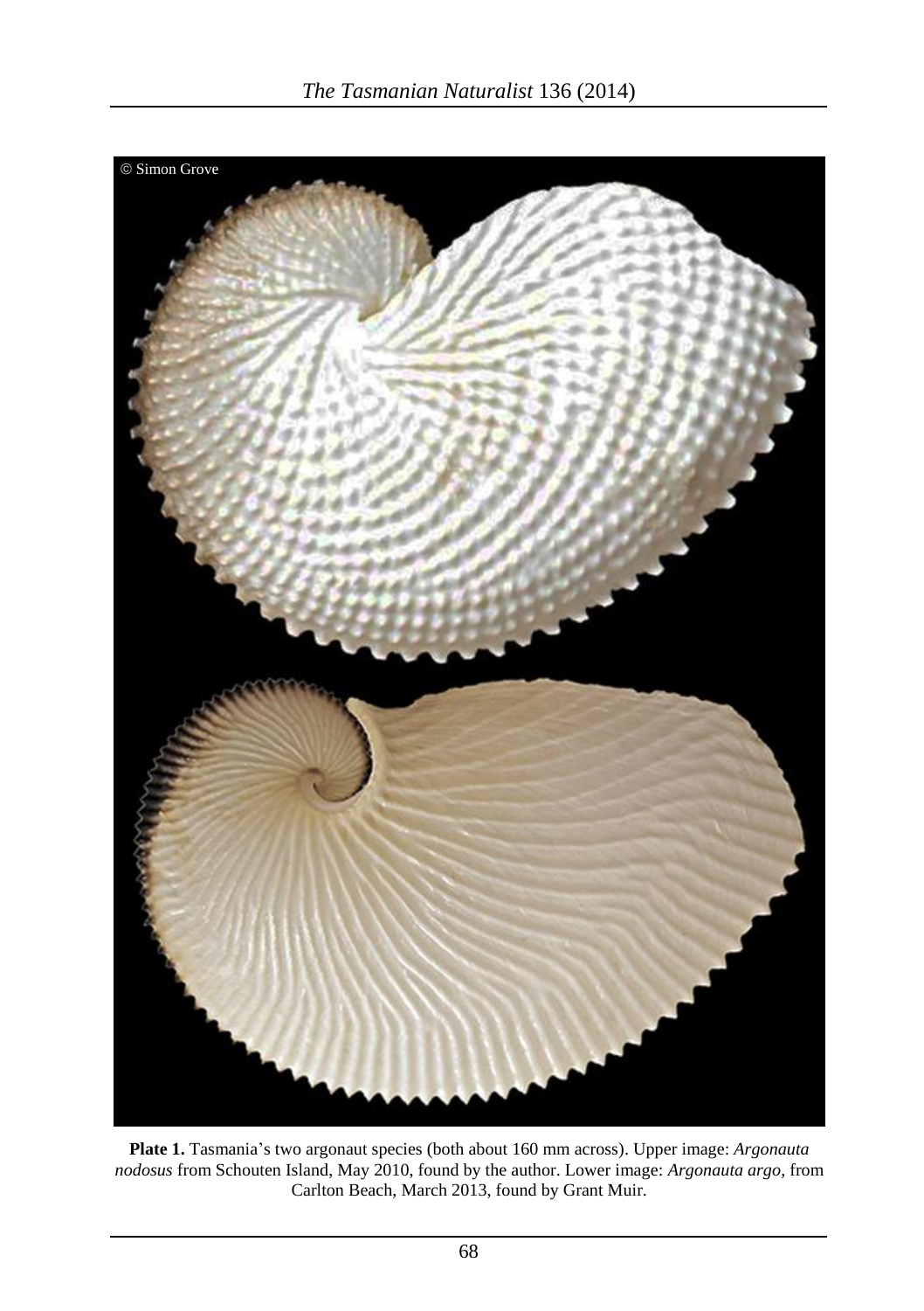**Plate 1.** Tasmania's two argonaut species (both about 160 mm across). Upper image: *Argonauta nodosus* from Schouten Island, May 2010, found by the author. Lower image: *Argonauta argo*, from Carlton Beach, March 2013, found by Grant Muir.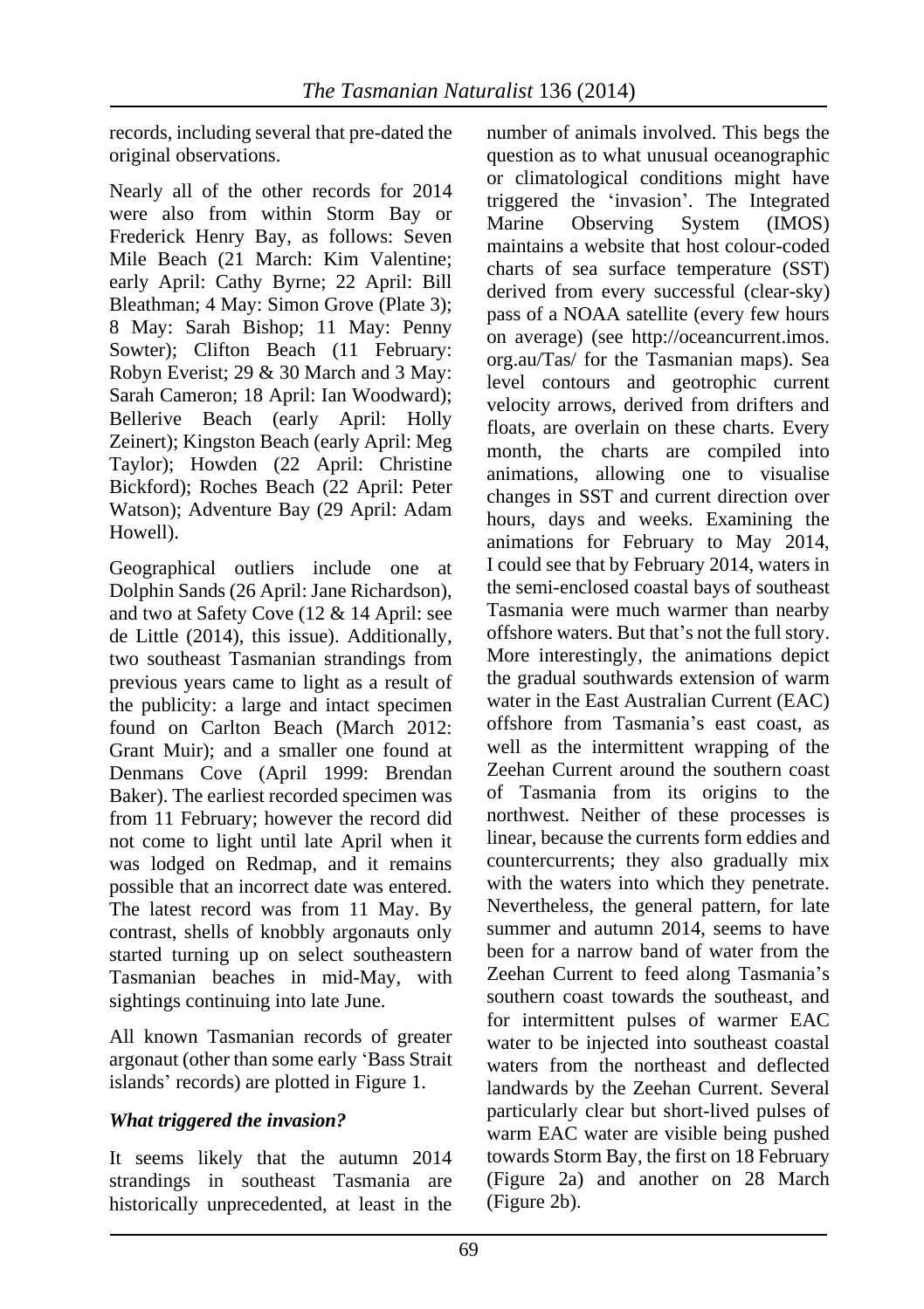records, including several that pre-dated the original observations.

Nearly all of the other records for 2014 were also from within Storm Bay or Frederick Henry Bay, as follows: Seven Mile Beach (21 March: Kim Valentine; early April: Cathy Byrne; 22 April: Bill Bleathman; 4 May: Simon Grove (Plate 3); 8 May: Sarah Bishop; 11 May: Penny Sowter); Clifton Beach (11 February: Robyn Everist; 29 & 30 March and 3 May: Sarah Cameron; 18 April: Ian Woodward); Bellerive Beach (early April: Holly Zeinert); Kingston Beach (early April: Meg Taylor); Howden (22 April: Christine Bickford); Roches Beach (22 April: Peter Watson); Adventure Bay (29 April: Adam Howell).

Geographical outliers include one at Dolphin Sands (26 April: Jane Richardson), and two at Safety Cove (12 & 14 April: see de Little (2014), this issue). Additionally, two southeast Tasmanian strandings from previous years came to light as a result of the publicity: a large and intact specimen found on Carlton Beach (March 2012: Grant Muir); and a smaller one found at Denmans Cove (April 1999: Brendan Baker). The earliest recorded specimen was from 11 February; however the record did not come to light until late April when it was lodged on Redmap, and it remains possible that an incorrect date was entered. The latest record was from 11 May. By contrast, shells of knobbly argonauts only started turning up on select southeastern Tasmanian beaches in mid-May, with sightings continuing into late June.

All known Tasmanian records of greater argonaut (other than some early 'Bass Strait islands' records) are plotted in Figure 1.

### *What triggered the invasion?*

It seems likely that the autumn 2014 strandings in southeast Tasmania are historically unprecedented, at least in the number of animals involved. This begs the question as to what unusual oceanographic or climatological conditions might have triggered the 'invasion'. The Integrated Marine Observing System (IMOS) maintains a website that host colour-coded charts of sea surface temperature (SST) derived from every successful (clear-sky) pass of a NOAA satellite (every few hours on average) (see http://oceancurrent.imos.org.au/Tas/ for the Tasmanian maps). Sea level contours and geotrophic current velocity arrows, derived from drifters and floats, are overlain on these charts. Every month, the charts are compiled into animations, allowing one to visualise changes in SST and current direction over hours, days and weeks. Examining the animations for February to May 2014, I could see that by February 2014, waters in the semi-enclosed coastal bays of southeast Tasmania were much warmer than nearby offshore waters. But that's not the full story. More interestingly, the animations depict the gradual southwards extension of warm water in the East Australian Current (EAC) offshore from Tasmania's east coast, as well as the intermittent wrapping of the Zeehan Current around the southern coast of Tasmania from its origins to the northwest. Neither of these processes is linear, because the currents form eddies and countercurrents; they also gradually mix with the waters into which they penetrate. Nevertheless, the general pattern, for late summer and autumn 2014, seems to have been for a narrow band of water from the Zeehan Current to feed along Tasmania's southern coast towards the southeast, and for intermittent pulses of warmer EAC water to be injected into southeast coastal waters from the northeast and deflected landwards by the Zeehan Current. Several particularly clear but short-lived pulses of warm EAC water are visible being pushed towards Storm Bay, the first on 18 February (Figure 2a) and another on 28 March (Figure 2b).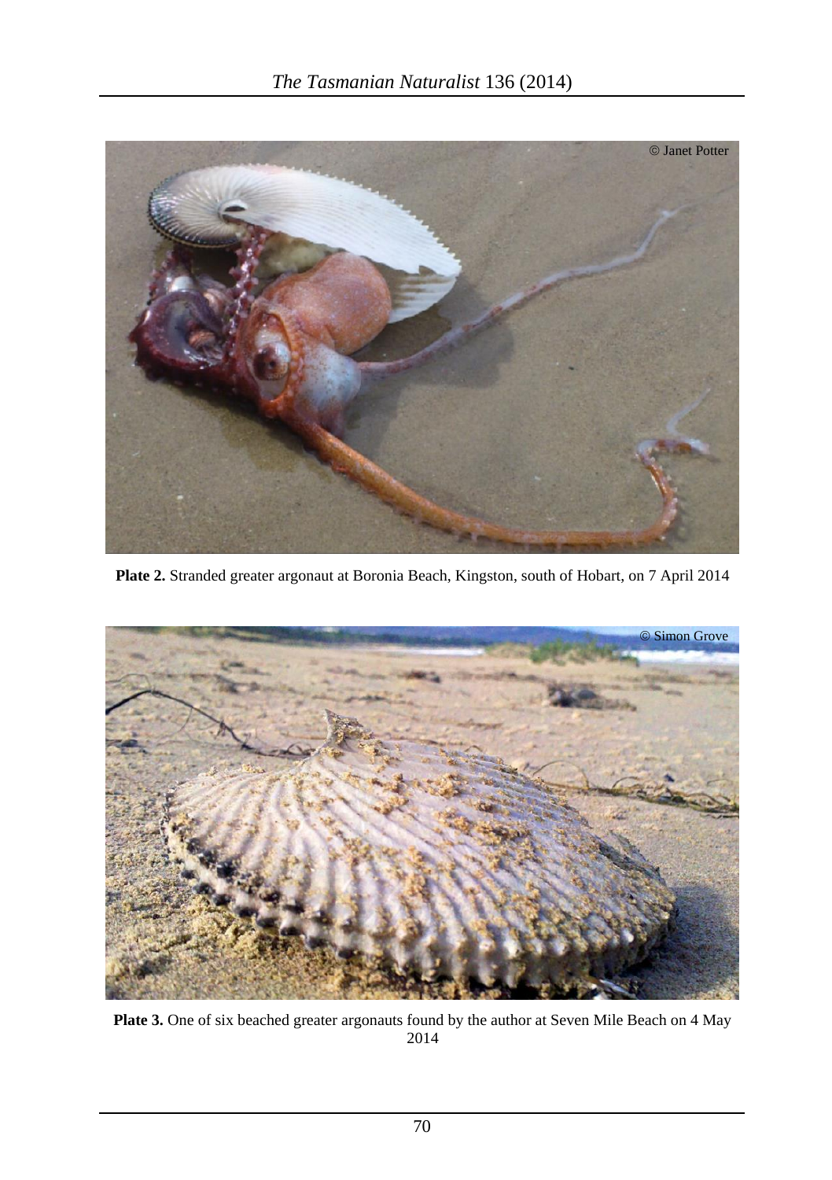© Janet Potter

**Plate 2.** Stranded greater argonaut at Boronia Beach, Kingston, south of Hobart, on 7 April 2014

© Simon Grove

**Plate 3.** One of six beached greater argonauts found by the author at Seven Mile Beach on 4 May 2014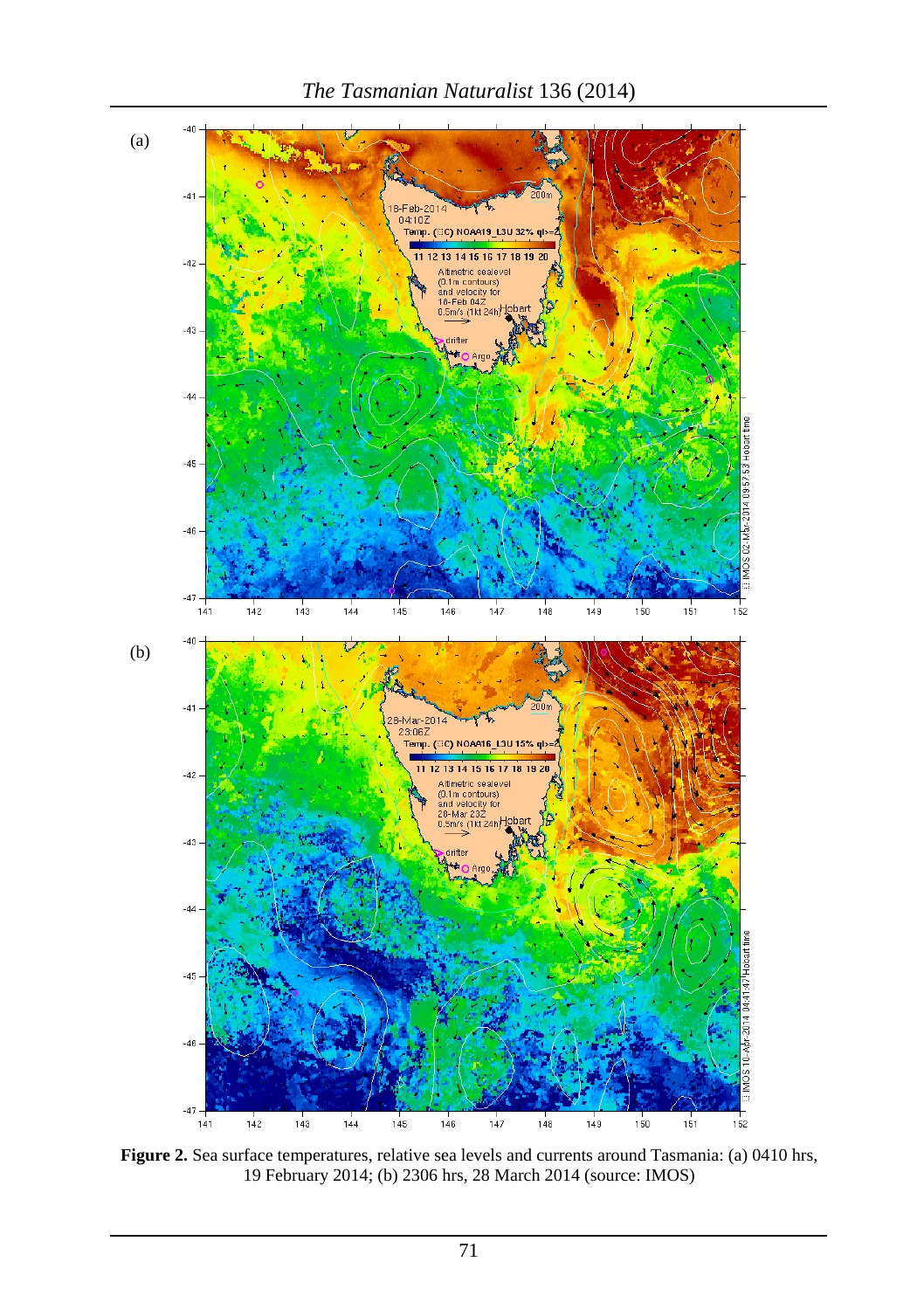(a)

(b)

**Figure 2.** Sea surface temperatures, relative sea levels and currents around Tasmania: (a) 0410 hrs, 19 February 2014; (b) 2306 hrs, 28 March 2014 (source: IMOS)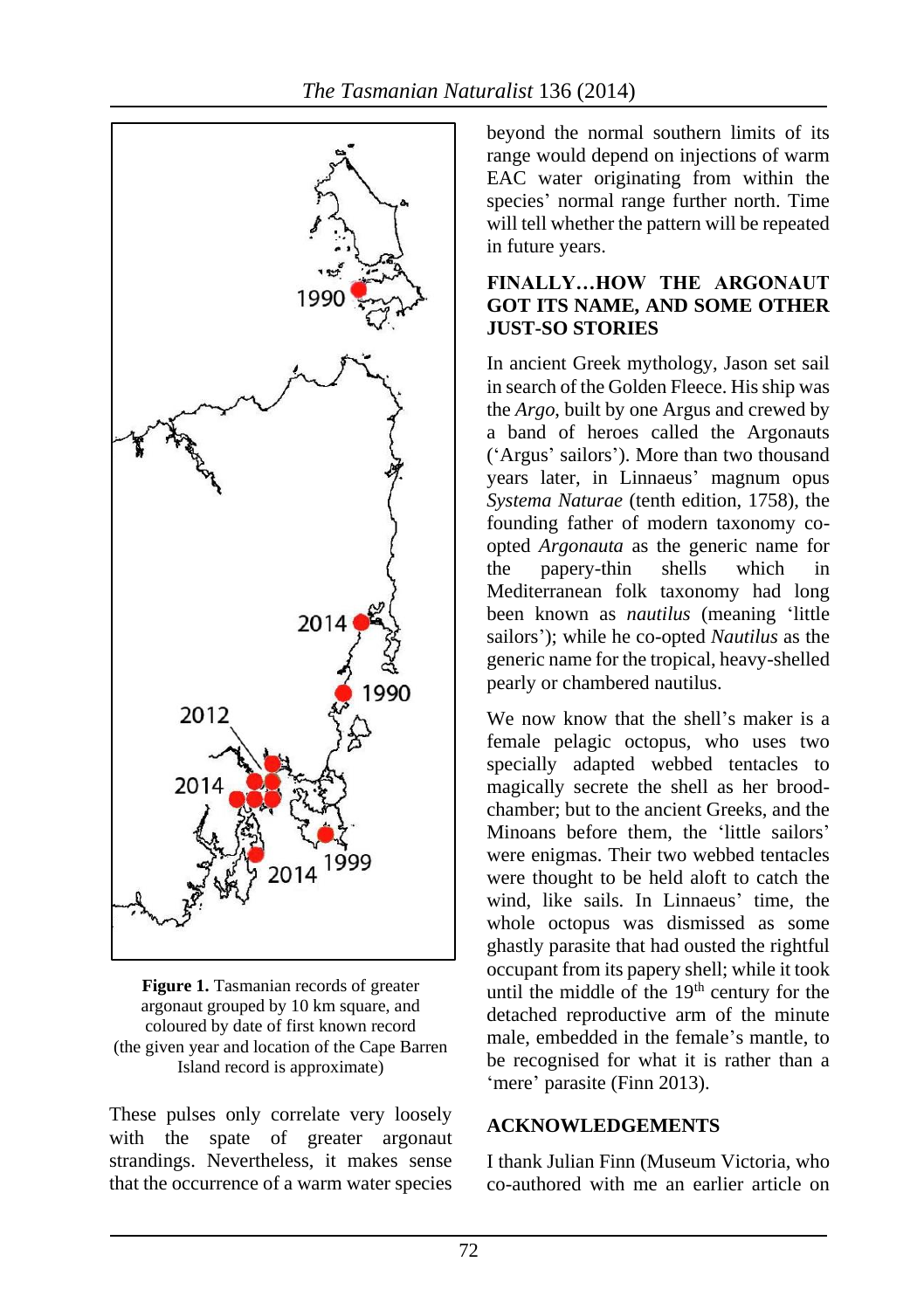**Figure 1.** Tasmanian records of greater argonaut grouped by 10 km square, and coloured by date of first known record (the given year and location of the Cape Barren Island record is approximate)

These pulses only correlate very loosely with the spate of greater argonaut strandings. Nevertheless, it makes sense that the occurrence of a warm water species beyond the normal southern limits of its range would depend on injections of warm EAC water originating from within the species' normal range further north. Time will tell whether the pattern will be repeated in future years.

## FINALLY…HOW THE ARGONAUT GOT ITS NAME, AND SOME OTHER JUST-SO STORIES

In ancient Greek mythology, Jason set sail in search of the Golden Fleece. His ship was the *Argo*, built by one Argus and crewed by a band of heroes called the Argonauts ('Argus' sailors'). More than two thousand years later, in Linnaeus' magnum opus *Systema Naturae* (tenth edition, 1758), the founding father of modern taxonomy co-opted *Argonauta* as the generic name for the papery-thin shells which in Mediterranean folk taxonomy had long been known as *nautilus* (meaning 'little sailors'); while he co-opted *Nautilus* as the generic name for the tropical, heavy-shelled pearly or chambered nautilus.

We now know that the shell's maker is a female pelagic octopus, who uses two specially adapted webbed tentacles to magically secrete the shell as her brood-chamber; but to the ancient Greeks, and the Minoans before them, the 'little sailors' were enigmas. Their two webbed tentacles were thought to be held aloft to catch the wind, like sails. In Linnaeus' time, the whole octopus was dismissed as some ghastly parasite that had ousted the rightful occupant from its papery shell; while it took until the middle of the 19th century for the detached reproductive arm of the minute male, embedded in the female's mantle, to be recognised for what it is rather than a 'mere' parasite (Finn 2013).

## ACKNOWLEDGEMENTS

I thank Julian Finn (Museum Victoria, who co-authored with me an earlier article on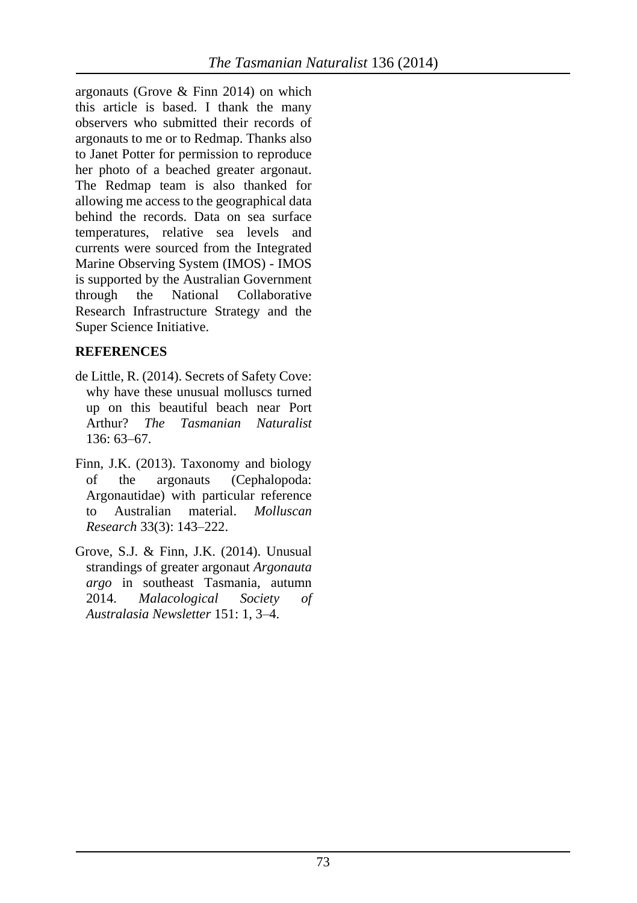argonauts (Grove & Finn 2014) on which this article is based. I thank the many observers who submitted their records of argonauts to me or to Redmap. Thanks also to Janet Potter for permission to reproduce her photo of a beached greater argonaut. The Redmap team is also thanked for allowing me access to the geographical data behind the records. Data on sea surface temperatures, relative sea levels and currents were sourced from the Integrated Marine Observing System (IMOS) - IMOS is supported by the Australian Government through the National Collaborative Research Infrastructure Strategy and the Super Science Initiative.

## REFERENCES

de Little, R. (2014). Secrets of Safety Cove: why have these unusual molluscs turned up on this beautiful beach near Port Arthur? *The Tasmanian Naturalist* 136: 63–67.

Finn, J.K. (2013). Taxonomy and biology of the argonauts (Cephalopoda: Argonautidae) with particular reference to Australian material. *Molluscan Research* 33(3): 143–222.

Grove, S.J. & Finn, J.K. (2014). Unusual strandings of greater argonaut *Argonauta argo* in southeast Tasmania, autumn 2014. *Malacological Society of Australasia Newsletter* 151: 1, 3–4.